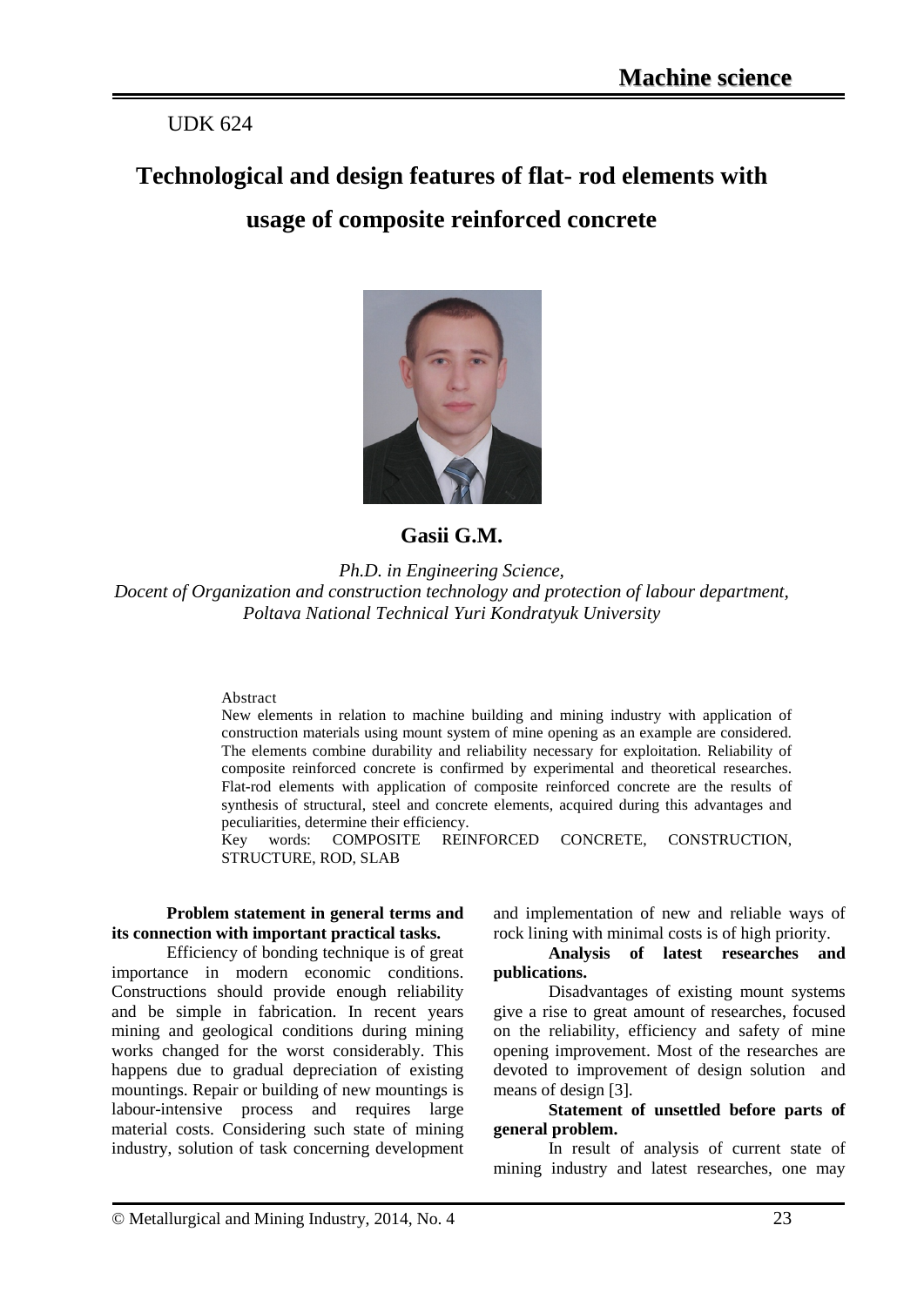UDK 624

# Technological and design features of flat- rod elements with usage of composite reinforced concrete

**Gasii G.M.**

*Ph.D. in Engineering Science,*
*Docent of Organization and construction technology and protection of labour department,*
*Poltava National Technical Yuri Kondratyuk University*

Abstract

New elements in relation to machine building and mining industry with application of construction materials using mount system of mine opening as an example are considered. The elements combine durability and reliability necessary for exploitation. Reliability of composite reinforced concrete is confirmed by experimental and theoretical researches. Flat-rod elements with application of composite reinforced concrete are the results of synthesis of structural, steel and concrete elements, acquired during this advantages and peculiarities, determine their efficiency.

Key words: COMPOSITE REINFORCED CONCRETE, CONSTRUCTION, STRUCTURE, ROD, SLAB

**Problem statement in general terms and its connection with important practical tasks.**

Efficiency of bonding technique is of great importance in modern economic conditions. Constructions should provide enough reliability and be simple in fabrication. In recent years mining and geological conditions during mining works changed for the worst considerably. This happens due to gradual depreciation of existing mountings. Repair or building of new mountings is labour-intensive process and requires large material costs. Considering such state of mining industry, solution of task concerning development and implementation of new and reliable ways of rock lining with minimal costs is of high priority.

**Analysis of latest researches and publications.**

Disadvantages of existing mount systems give a rise to great amount of researches, focused on the reliability, efficiency and safety of mine opening improvement. Most of the researches are devoted to improvement of design solution and means of design [3].

**Statement of unsettled before parts of general problem.**

In result of analysis of current state of mining industry and latest researches, one may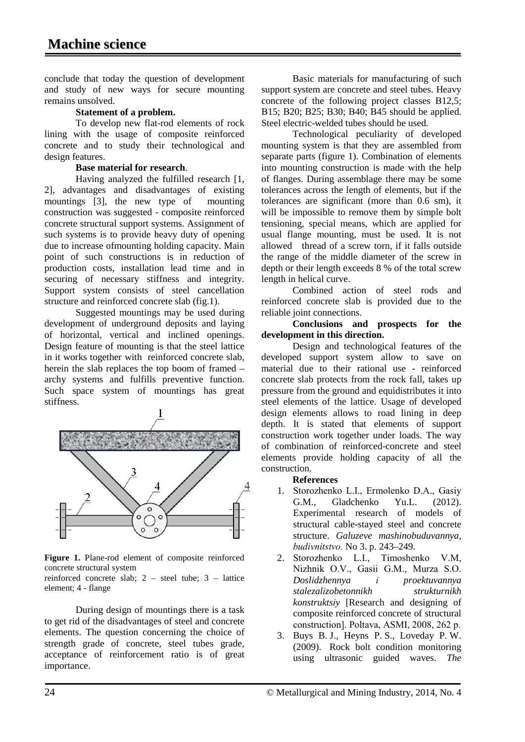conclude that today the question of development and study of new ways for secure mounting remains unsolved.

**Statement of a problem.**

To develop new flat-rod elements of rock lining with the usage of composite reinforced concrete and to study their technological and design features.

**Base material for research**.

Having analyzed the fulfilled research [1, 2], advantages and disadvantages of existing mountings [3], the new type of mounting construction was suggested - composite reinforced concrete structural support systems. Assignment of such systems is to provide heavy duty of opening due to increase ofmounting holding capacity. Main point of such constructions is in reduction of production costs, installation lead time and in securing of necessary stiffness and integrity. Support system consists of steel cancellation structure and reinforced concrete slab (fig.1).

Suggested mountings may be used during development of underground deposits and laying of horizontal, vertical and inclined openings. Design feature of mounting is that the steel lattice in it works together with reinforced concrete slab, herein the slab replaces the top boom of framed – archy systems and fulfills preventive function. Such space system of mountings has great stiffness.

**Figure 1.** Plane-rod element of composite reinforced concrete structural system
reinforced concrete slab; 2 – steel tube; 3 – lattice element; 4 - flange

During design of mountings there is a task to get rid of the disadvantages of steel and concrete elements. The question concerning the choice of strength grade of concrete, steel tubes grade, acceptance of reinforcement ratio is of great importance.

Basic materials for manufacturing of such support system are concrete and steel tubes. Heavy concrete of the following project classes B12,5; B15; B20; B25; B30; B40; B45 should be applied. Steel electric-welded tubes should be used.

Technological peculiarity of developed mounting system is that they are assembled from separate parts (figure 1). Combination of elements into mounting construction is made with the help of flanges. During assemblage there may be some tolerances across the length of elements, but if the tolerances are significant (more than 0.6 sm), it will be impossible to remove them by simple bolt tensioning, special means, which are applied for usual flange mounting, must be used. It is not allowed thread of a screw torn, if it falls outside the range of the middle diameter of the screw in depth or their length exceeds 8 % of the total screw length in helical curve.

Combined action of steel rods and reinforced concrete slab is provided due to the reliable joint connections.

**Conclusions and prospects for the development in this direction.**

Design and technological features of the developed support system allow to save on material due to their rational use - reinforced concrete slab protects from the rock fall, takes up pressure from the ground and equidistributes it into steel elements of the lattice. Usage of developed design elements allows to road lining in deep depth. It is stated that elements of support construction work together under loads. The way of combination of reinforced-concrete and steel elements provide holding capacity of all the construction.

**References**

1. Storozhenko L.I., Ermolenko D.A., Gasiy G.M., Gladchenko Yu.L. (2012). Experimental research of models of structural cable-stayed steel and concrete structure. *Galuzeve mashinobuduvannya, budivnitstvo.* No 3. p. 243–249.
2. Storozhenko L.I., Timoshenko V.M, Nizhnik O.V., Gasii G.M., Murza S.O. *Doslidzhennya i proektuvannya stalezalizobetonnikh strukturnikh konstruktsiy* [Research and designing of composite reinforced concrete of structural construction]. Poltava, ASMI, 2008, 262 p.
3. Buys B. J., Heyns P. S., Loveday P. W. (2009). Rock bolt condition monitoring using ultrasonic guided waves. *The*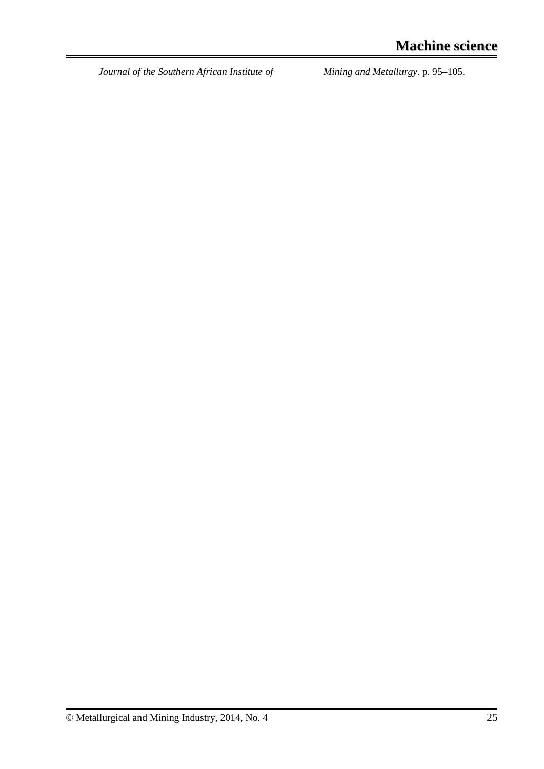*Journal of the Southern African Institute of Mining and Metallurgy*. p. 95–105.